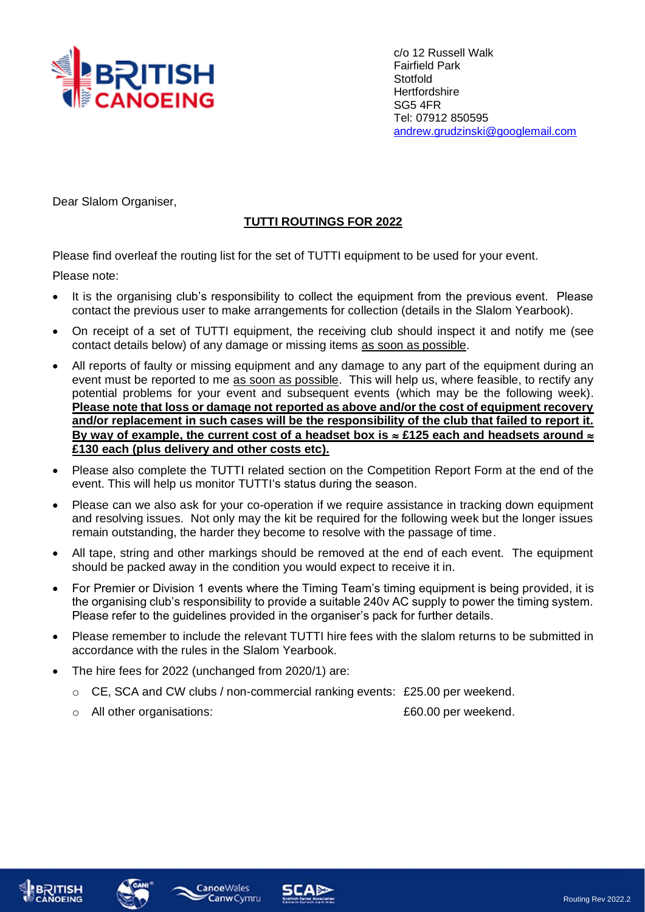c/o 12 Russell Walk
Fairfield Park
Stotfold
Hertfordshire
SG5 4FR
Tel: 07912 850595
andrew.grudzinski@googlemail.com

Dear Slalom Organiser,

## TUTTI ROUTINGS FOR 2022

Please find overleaf the routing list for the set of TUTTI equipment to be used for your event.

Please note:

- It is the organising club's responsibility to collect the equipment from the previous event. Please contact the previous user to make arrangements for collection (details in the Slalom Yearbook).
- On receipt of a set of TUTTI equipment, the receiving club should inspect it and notify me (see contact details below) of any damage or missing items as soon as possible.
- All reports of faulty or missing equipment and any damage to any part of the equipment during an event must be reported to me as soon as possible. This will help us, where feasible, to rectify any potential problems for your event and subsequent events (which may be the following week). **Please note that loss or damage not reported as above and/or the cost of equipment recovery and/or replacement in such cases will be the responsibility of the club that failed to report it. By way of example, the current cost of a headset box is ≈ £125 each and headsets around ≈ £130 each (plus delivery and other costs etc).**
- Please also complete the TUTTI related section on the Competition Report Form at the end of the event. This will help us monitor TUTTI's status during the season.
- Please can we also ask for your co-operation if we require assistance in tracking down equipment and resolving issues. Not only may the kit be required for the following week but the longer issues remain outstanding, the harder they become to resolve with the passage of time.
- All tape, string and other markings should be removed at the end of each event. The equipment should be packed away in the condition you would expect to receive it in.
- For Premier or Division 1 events where the Timing Team's timing equipment is being provided, it is the organising club's responsibility to provide a suitable 240v AC supply to power the timing system. Please refer to the guidelines provided in the organiser's pack for further details.
- Please remember to include the relevant TUTTI hire fees with the slalom returns to be submitted in accordance with the rules in the Slalom Yearbook.
- The hire fees for 2022 (unchanged from 2020/1) are:
  - CE, SCA and CW clubs / non-commercial ranking events: £25.00 per weekend.
  - All other organisations: £60.00 per weekend.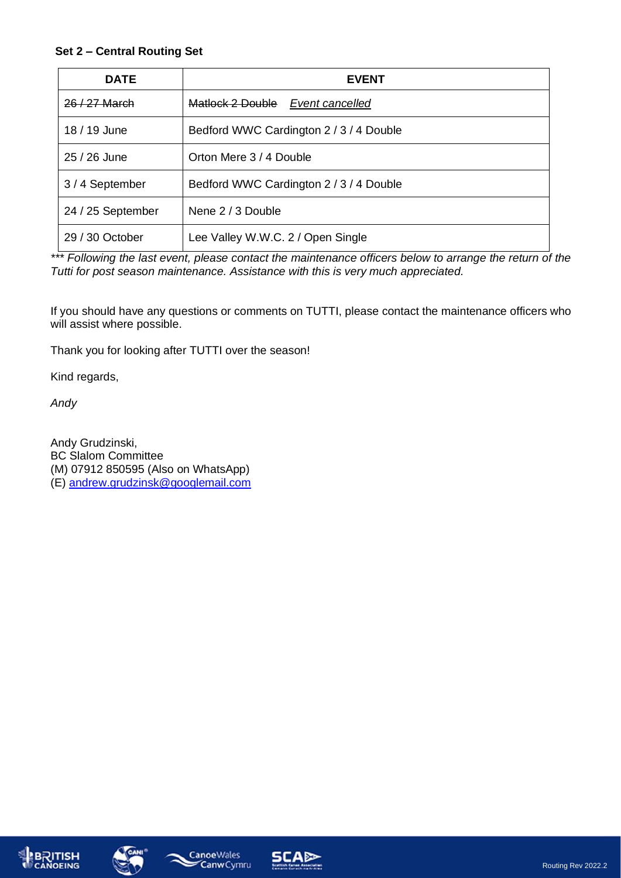**Set 2 – Central Routing Set**

| DATE | EVENT |
| --- | --- |
| ~~26 / 27 March~~ | ~~Matlock 2 Double~~ *Event cancelled* |
| 18 / 19 June | Bedford WWC Cardington 2 / 3 / 4 Double |
| 25 / 26 June | Orton Mere 3 / 4 Double |
| 3 / 4 September | Bedford WWC Cardington 2 / 3 / 4 Double |
| 24 / 25 September | Nene 2 / 3 Double |
| 29 / 30 October | Lee Valley W.W.C. 2 / Open Single |

*\*\*\* Following the last event, please contact the maintenance officers below to arrange the return of the Tutti for post season maintenance. Assistance with this is very much appreciated.*

If you should have any questions or comments on TUTTI, please contact the maintenance officers who will assist where possible.

Thank you for looking after TUTTI over the season!

Kind regards,

*Andy*

Andy Grudzinski,
BC Slalom Committee
(M) 07912 850595 (Also on WhatsApp)
(E) [andrew.grudzinsk@googlemail.com](mailto:andrew.grudzinsk@googlemail.com)

Routing Rev 2022.2